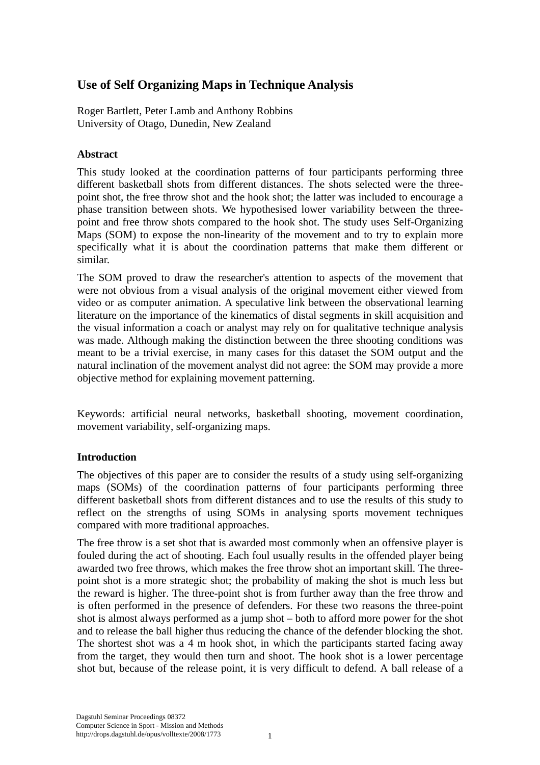# Use of Self Organizing Maps in Technique Analysis

Roger Bartlett, Peter Lamb and Anthony Robbins
University of Otago, Dunedin, New Zealand

## Abstract

This study looked at the coordination patterns of four participants performing three different basketball shots from different distances. The shots selected were the three-point shot, the free throw shot and the hook shot; the latter was included to encourage a phase transition between shots. We hypothesised lower variability between the three-point and free throw shots compared to the hook shot. The study uses Self-Organizing Maps (SOM) to expose the non-linearity of the movement and to try to explain more specifically what it is about the coordination patterns that make them different or similar.

The SOM proved to draw the researcher's attention to aspects of the movement that were not obvious from a visual analysis of the original movement either viewed from video or as computer animation. A speculative link between the observational learning literature on the importance of the kinematics of distal segments in skill acquisition and the visual information a coach or analyst may rely on for qualitative technique analysis was made. Although making the distinction between the three shooting conditions was meant to be a trivial exercise, in many cases for this dataset the SOM output and the natural inclination of the movement analyst did not agree: the SOM may provide a more objective method for explaining movement patterning.

Keywords: artificial neural networks, basketball shooting, movement coordination, movement variability, self-organizing maps.

## Introduction

The objectives of this paper are to consider the results of a study using self-organizing maps (SOMs) of the coordination patterns of four participants performing three different basketball shots from different distances and to use the results of this study to reflect on the strengths of using SOMs in analysing sports movement techniques compared with more traditional approaches.

The free throw is a set shot that is awarded most commonly when an offensive player is fouled during the act of shooting. Each foul usually results in the offended player being awarded two free throws, which makes the free throw shot an important skill. The three-point shot is a more strategic shot; the probability of making the shot is much less but the reward is higher. The three-point shot is from further away than the free throw and is often performed in the presence of defenders. For these two reasons the three-point shot is almost always performed as a jump shot – both to afford more power for the shot and to release the ball higher thus reducing the chance of the defender blocking the shot. The shortest shot was a 4 m hook shot, in which the participants started facing away from the target, they would then turn and shoot. The hook shot is a lower percentage shot but, because of the release point, it is very difficult to defend. A ball release of a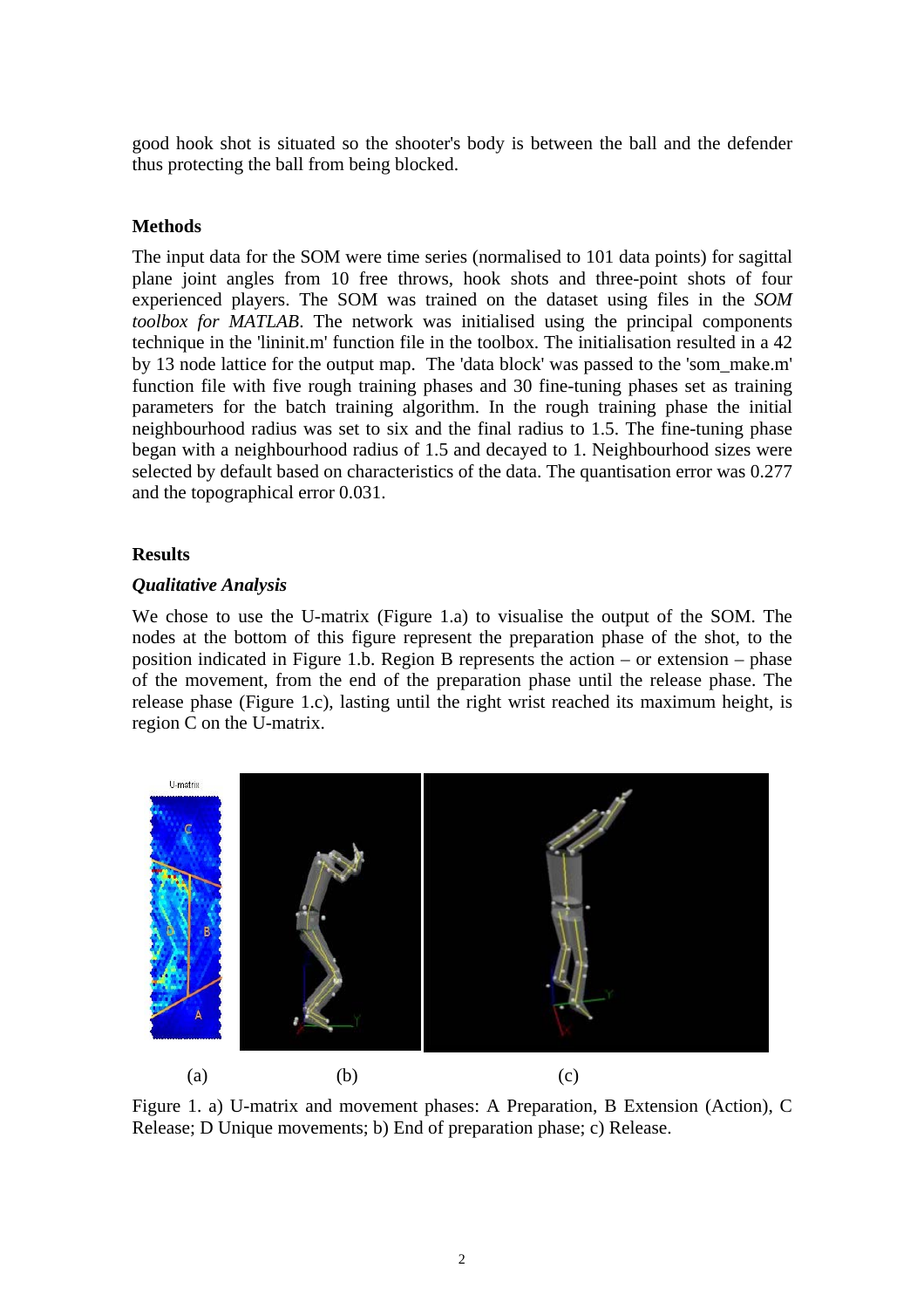good hook shot is situated so the shooter's body is between the ball and the defender thus protecting the ball from being blocked.

### Methods

The input data for the SOM were time series (normalised to 101 data points) for sagittal plane joint angles from 10 free throws, hook shots and three-point shots of four experienced players. The SOM was trained on the dataset using files in the *SOM toolbox for MATLAB*. The network was initialised using the principal components technique in the 'lininit.m' function file in the toolbox. The initialisation resulted in a 42 by 13 node lattice for the output map. The 'data block' was passed to the 'som_make.m' function file with five rough training phases and 30 fine-tuning phases set as training parameters for the batch training algorithm. In the rough training phase the initial neighbourhood radius was set to six and the final radius to 1.5. The fine-tuning phase began with a neighbourhood radius of 1.5 and decayed to 1. Neighbourhood sizes were selected by default based on characteristics of the data. The quantisation error was 0.277 and the topographical error 0.031.

### Results

#### *Qualitative Analysis*

We chose to use the U-matrix (Figure 1.a) to visualise the output of the SOM. The nodes at the bottom of this figure represent the preparation phase of the shot, to the position indicated in Figure 1.b. Region B represents the action – or extension – phase of the movement, from the end of the preparation phase until the release phase. The release phase (Figure 1.c), lasting until the right wrist reached its maximum height, is region C on the U-matrix.

(a) (b) (c)

Figure 1. a) U-matrix and movement phases: A Preparation, B Extension (Action), C Release; D Unique movements; b) End of preparation phase; c) Release.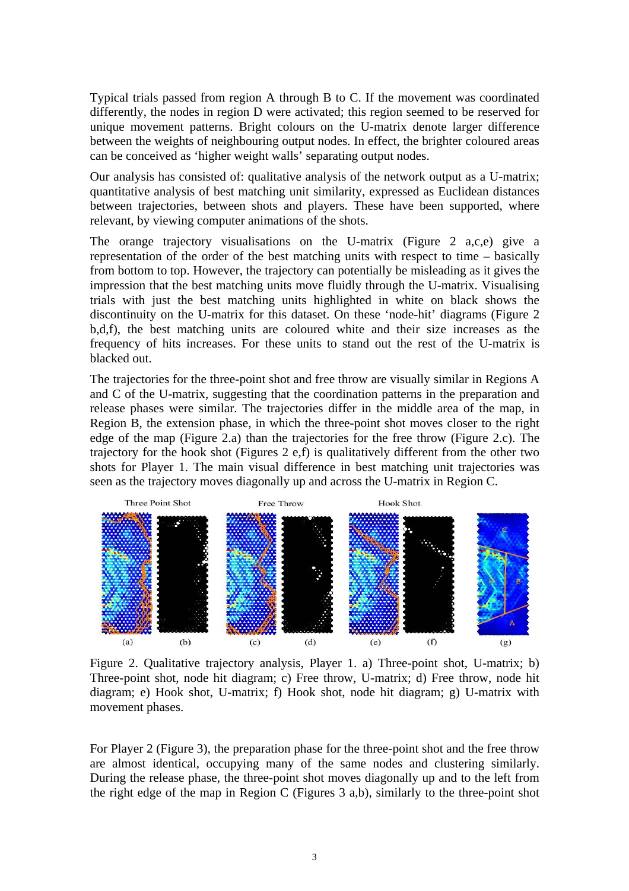Typical trials passed from region A through B to C. If the movement was coordinated differently, the nodes in region D were activated; this region seemed to be reserved for unique movement patterns. Bright colours on the U-matrix denote larger difference between the weights of neighbouring output nodes. In effect, the brighter coloured areas can be conceived as 'higher weight walls' separating output nodes.

Our analysis has consisted of: qualitative analysis of the network output as a U-matrix; quantitative analysis of best matching unit similarity, expressed as Euclidean distances between trajectories, between shots and players. These have been supported, where relevant, by viewing computer animations of the shots.

The orange trajectory visualisations on the U-matrix (Figure 2 a,c,e) give a representation of the order of the best matching units with respect to time – basically from bottom to top. However, the trajectory can potentially be misleading as it gives the impression that the best matching units move fluidly through the U-matrix. Visualising trials with just the best matching units highlighted in white on black shows the discontinuity on the U-matrix for this dataset. On these 'node-hit' diagrams (Figure 2 b,d,f), the best matching units are coloured white and their size increases as the frequency of hits increases. For these units to stand out the rest of the U-matrix is blacked out.

The trajectories for the three-point shot and free throw are visually similar in Regions A and C of the U-matrix, suggesting that the coordination patterns in the preparation and release phases were similar. The trajectories differ in the middle area of the map, in Region B, the extension phase, in which the three-point shot moves closer to the right edge of the map (Figure 2.a) than the trajectories for the free throw (Figure 2.c). The trajectory for the hook shot (Figures 2 e,f) is qualitatively different from the other two shots for Player 1. The main visual difference in best matching unit trajectories was seen as the trajectory moves diagonally up and across the U-matrix in Region C.

Figure 2. Qualitative trajectory analysis, Player 1. a) Three-point shot, U-matrix; b) Three-point shot, node hit diagram; c) Free throw, U-matrix; d) Free throw, node hit diagram; e) Hook shot, U-matrix; f) Hook shot, node hit diagram; g) U-matrix with movement phases.

For Player 2 (Figure 3), the preparation phase for the three-point shot and the free throw are almost identical, occupying many of the same nodes and clustering similarly. During the release phase, the three-point shot moves diagonally up and to the left from the right edge of the map in Region C (Figures 3 a,b), similarly to the three-point shot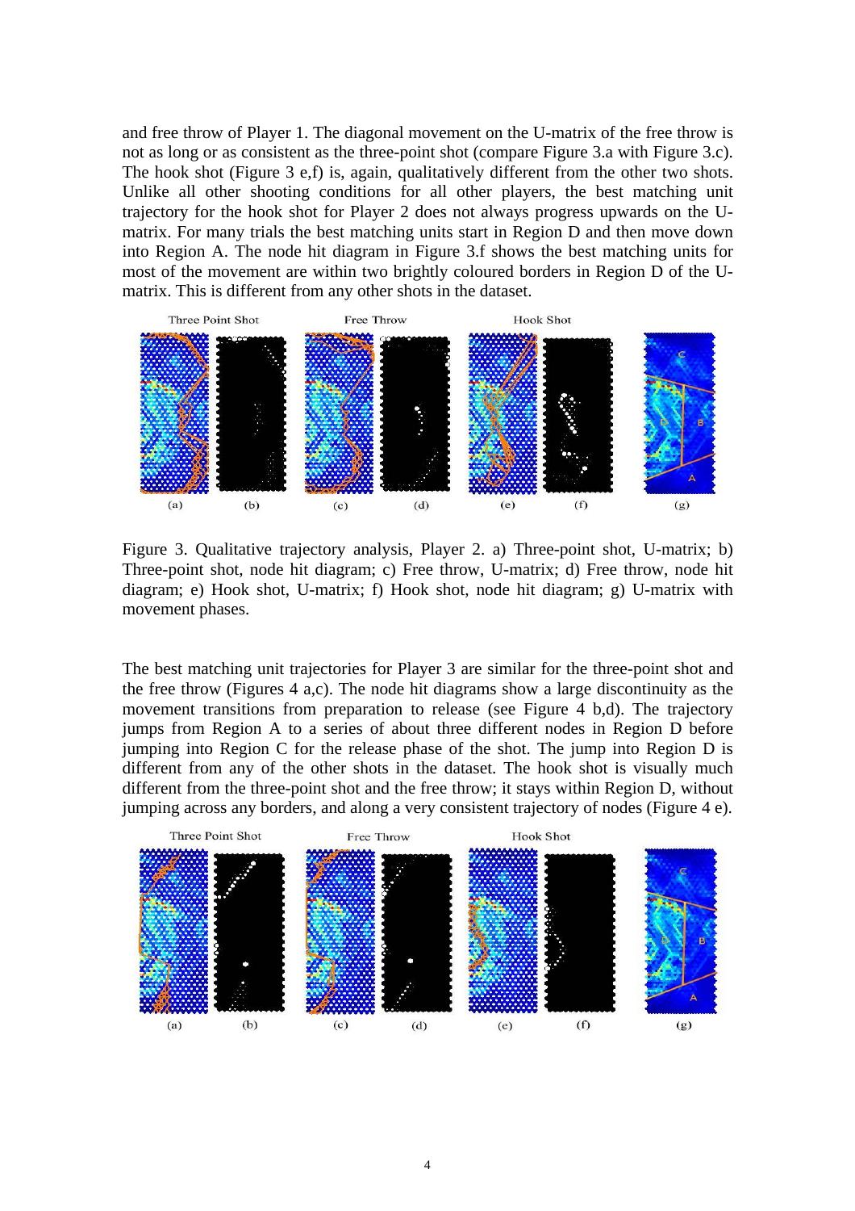and free throw of Player 1. The diagonal movement on the U-matrix of the free throw is not as long or as consistent as the three-point shot (compare Figure 3.a with Figure 3.c). The hook shot (Figure 3 e,f) is, again, qualitatively different from the other two shots. Unlike all other shooting conditions for all other players, the best matching unit trajectory for the hook shot for Player 2 does not always progress upwards on the U-matrix. For many trials the best matching units start in Region D and then move down into Region A. The node hit diagram in Figure 3.f shows the best matching units for most of the movement are within two brightly coloured borders in Region D of the U-matrix. This is different from any other shots in the dataset.

Figure 3. Qualitative trajectory analysis, Player 2. a) Three-point shot, U-matrix; b) Three-point shot, node hit diagram; c) Free throw, U-matrix; d) Free throw, node hit diagram; e) Hook shot, U-matrix; f) Hook shot, node hit diagram; g) U-matrix with movement phases.

The best matching unit trajectories for Player 3 are similar for the three-point shot and the free throw (Figures 4 a,c). The node hit diagrams show a large discontinuity as the movement transitions from preparation to release (see Figure 4 b,d). The trajectory jumps from Region A to a series of about three different nodes in Region D before jumping into Region C for the release phase of the shot. The jump into Region D is different from any of the other shots in the dataset. The hook shot is visually much different from the three-point shot and the free throw; it stays within Region D, without jumping across any borders, and along a very consistent trajectory of nodes (Figure 4 e).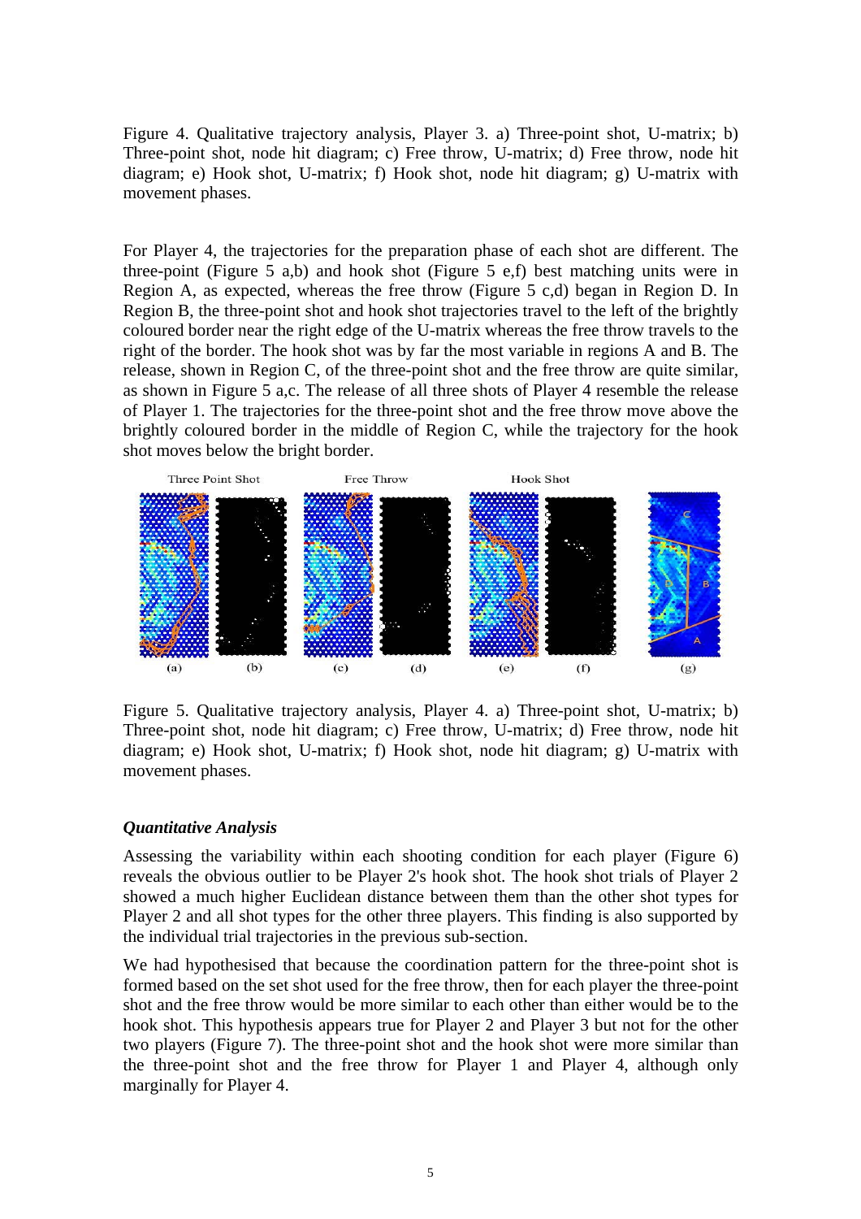Figure 4. Qualitative trajectory analysis, Player 3. a) Three-point shot, U-matrix; b) Three-point shot, node hit diagram; c) Free throw, U-matrix; d) Free throw, node hit diagram; e) Hook shot, U-matrix; f) Hook shot, node hit diagram; g) U-matrix with movement phases.

For Player 4, the trajectories for the preparation phase of each shot are different. The three-point (Figure 5 a,b) and hook shot (Figure 5 e,f) best matching units were in Region A, as expected, whereas the free throw (Figure 5 c,d) began in Region D. In Region B, the three-point shot and hook shot trajectories travel to the left of the brightly coloured border near the right edge of the U-matrix whereas the free throw travels to the right of the border. The hook shot was by far the most variable in regions A and B. The release, shown in Region C, of the three-point shot and the free throw are quite similar, as shown in Figure 5 a,c. The release of all three shots of Player 4 resemble the release of Player 1. The trajectories for the three-point shot and the free throw move above the brightly coloured border in the middle of Region C, while the trajectory for the hook shot moves below the bright border.

Figure 5. Qualitative trajectory analysis, Player 4. a) Three-point shot, U-matrix; b) Three-point shot, node hit diagram; c) Free throw, U-matrix; d) Free throw, node hit diagram; e) Hook shot, U-matrix; f) Hook shot, node hit diagram; g) U-matrix with movement phases.

### *Quantitative Analysis*

Assessing the variability within each shooting condition for each player (Figure 6) reveals the obvious outlier to be Player 2's hook shot. The hook shot trials of Player 2 showed a much higher Euclidean distance between them than the other shot types for Player 2 and all shot types for the other three players. This finding is also supported by the individual trial trajectories in the previous sub-section.

We had hypothesised that because the coordination pattern for the three-point shot is formed based on the set shot used for the free throw, then for each player the three-point shot and the free throw would be more similar to each other than either would be to the hook shot. This hypothesis appears true for Player 2 and Player 3 but not for the other two players (Figure 7). The three-point shot and the hook shot were more similar than the three-point shot and the free throw for Player 1 and Player 4, although only marginally for Player 4.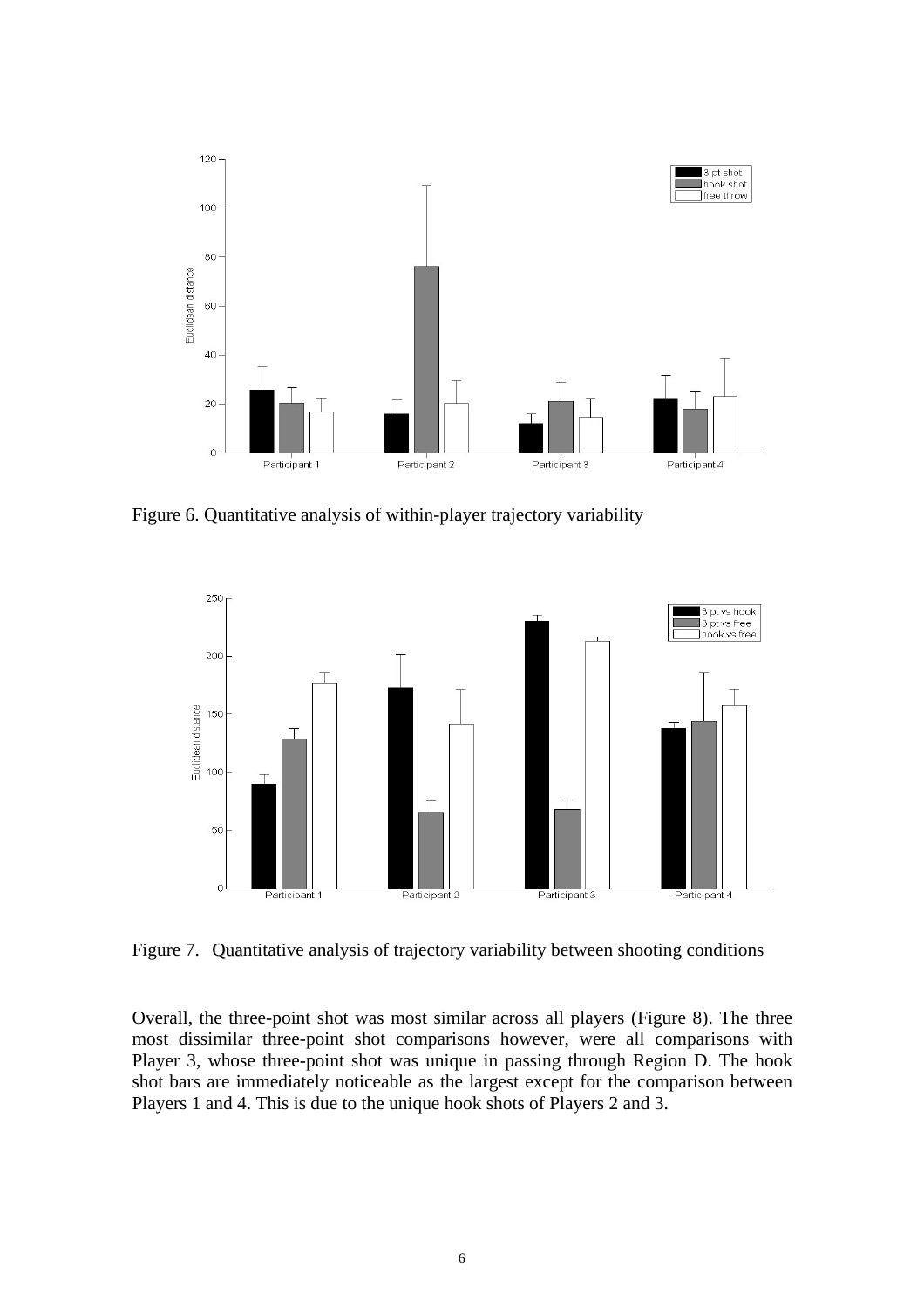Figure 6. Quantitative analysis of within-player trajectory variability

Figure 7. Quantitative analysis of trajectory variability between shooting conditions

Overall, the three-point shot was most similar across all players (Figure 8). The three most dissimilar three-point shot comparisons however, were all comparisons with Player 3, whose three-point shot was unique in passing through Region D. The hook shot bars are immediately noticeable as the largest except for the comparison between Players 1 and 4. This is due to the unique hook shots of Players 2 and 3.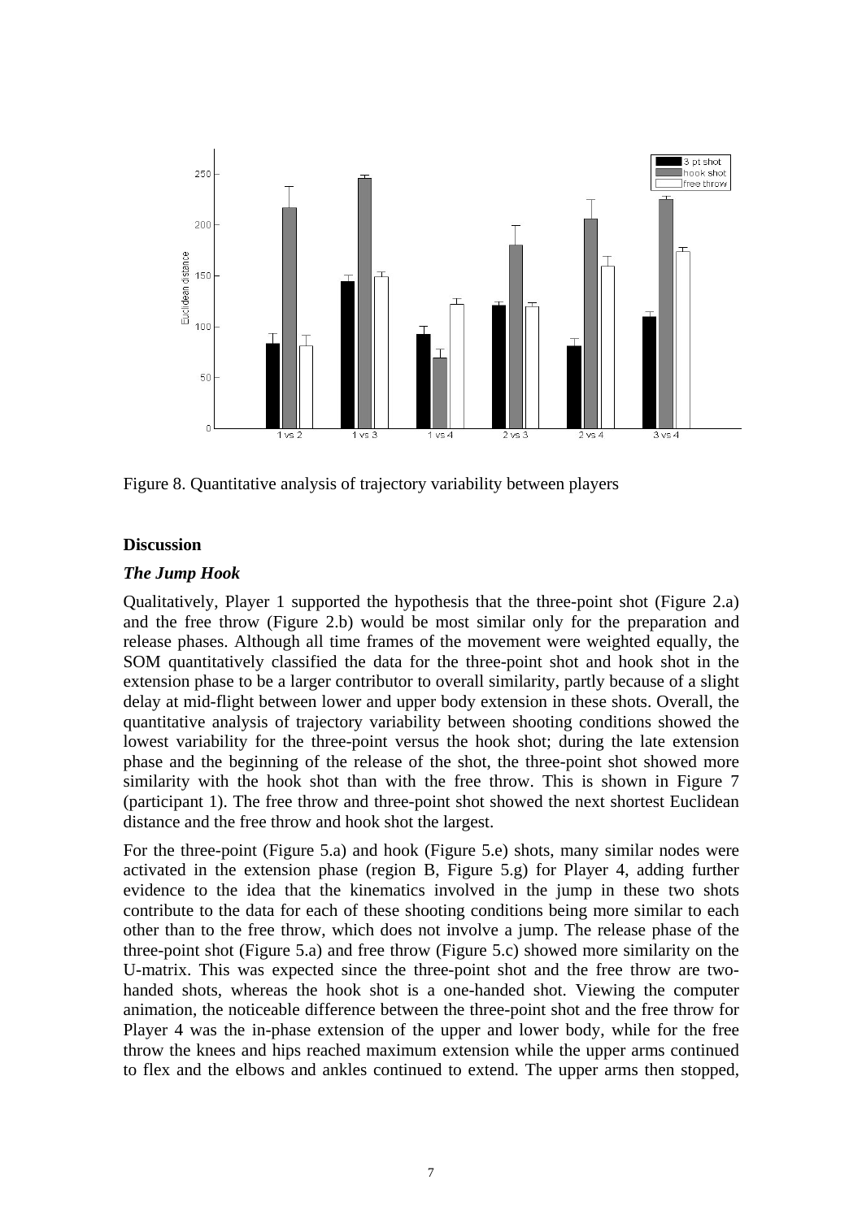Figure 8. Quantitative analysis of trajectory variability between players

## Discussion

### *The Jump Hook*

Qualitatively, Player 1 supported the hypothesis that the three-point shot (Figure 2.a) and the free throw (Figure 2.b) would be most similar only for the preparation and release phases. Although all time frames of the movement were weighted equally, the SOM quantitatively classified the data for the three-point shot and hook shot in the extension phase to be a larger contributor to overall similarity, partly because of a slight delay at mid-flight between lower and upper body extension in these shots. Overall, the quantitative analysis of trajectory variability between shooting conditions showed the lowest variability for the three-point versus the hook shot; during the late extension phase and the beginning of the release of the shot, the three-point shot showed more similarity with the hook shot than with the free throw. This is shown in Figure 7 (participant 1). The free throw and three-point shot showed the next shortest Euclidean distance and the free throw and hook shot the largest.

For the three-point (Figure 5.a) and hook (Figure 5.e) shots, many similar nodes were activated in the extension phase (region B, Figure 5.g) for Player 4, adding further evidence to the idea that the kinematics involved in the jump in these two shots contribute to the data for each of these shooting conditions being more similar to each other than to the free throw, which does not involve a jump. The release phase of the three-point shot (Figure 5.a) and free throw (Figure 5.c) showed more similarity on the U-matrix. This was expected since the three-point shot and the free throw are two-handed shots, whereas the hook shot is a one-handed shot. Viewing the computer animation, the noticeable difference between the three-point shot and the free throw for Player 4 was the in-phase extension of the upper and lower body, while for the free throw the knees and hips reached maximum extension while the upper arms continued to flex and the elbows and ankles continued to extend. The upper arms then stopped,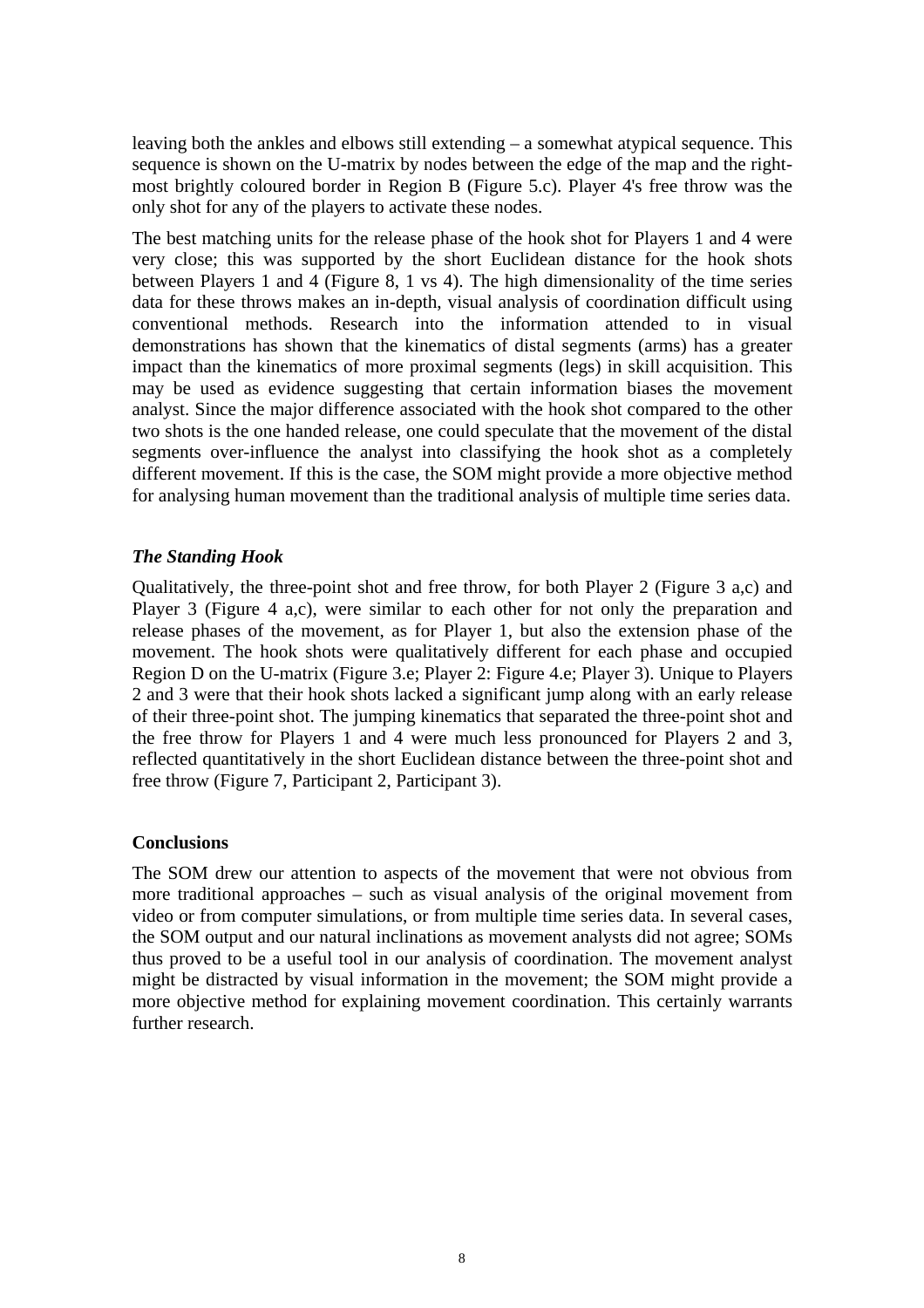leaving both the ankles and elbows still extending – a somewhat atypical sequence. This sequence is shown on the U-matrix by nodes between the edge of the map and the right-most brightly coloured border in Region B (Figure 5.c). Player 4's free throw was the only shot for any of the players to activate these nodes.

The best matching units for the release phase of the hook shot for Players 1 and 4 were very close; this was supported by the short Euclidean distance for the hook shots between Players 1 and 4 (Figure 8, 1 vs 4). The high dimensionality of the time series data for these throws makes an in-depth, visual analysis of coordination difficult using conventional methods. Research into the information attended to in visual demonstrations has shown that the kinematics of distal segments (arms) has a greater impact than the kinematics of more proximal segments (legs) in skill acquisition. This may be used as evidence suggesting that certain information biases the movement analyst. Since the major difference associated with the hook shot compared to the other two shots is the one handed release, one could speculate that the movement of the distal segments over-influence the analyst into classifying the hook shot as a completely different movement. If this is the case, the SOM might provide a more objective method for analysing human movement than the traditional analysis of multiple time series data.

### *The Standing Hook*

Qualitatively, the three-point shot and free throw, for both Player 2 (Figure 3 a,c) and Player 3 (Figure 4 a,c), were similar to each other for not only the preparation and release phases of the movement, as for Player 1, but also the extension phase of the movement. The hook shots were qualitatively different for each phase and occupied Region D on the U-matrix (Figure 3.e; Player 2: Figure 4.e; Player 3). Unique to Players 2 and 3 were that their hook shots lacked a significant jump along with an early release of their three-point shot. The jumping kinematics that separated the three-point shot and the free throw for Players 1 and 4 were much less pronounced for Players 2 and 3, reflected quantitatively in the short Euclidean distance between the three-point shot and free throw (Figure 7, Participant 2, Participant 3).

## Conclusions

The SOM drew our attention to aspects of the movement that were not obvious from more traditional approaches – such as visual analysis of the original movement from video or from computer simulations, or from multiple time series data. In several cases, the SOM output and our natural inclinations as movement analysts did not agree; SOMs thus proved to be a useful tool in our analysis of coordination. The movement analyst might be distracted by visual information in the movement; the SOM might provide a more objective method for explaining movement coordination. This certainly warrants further research.